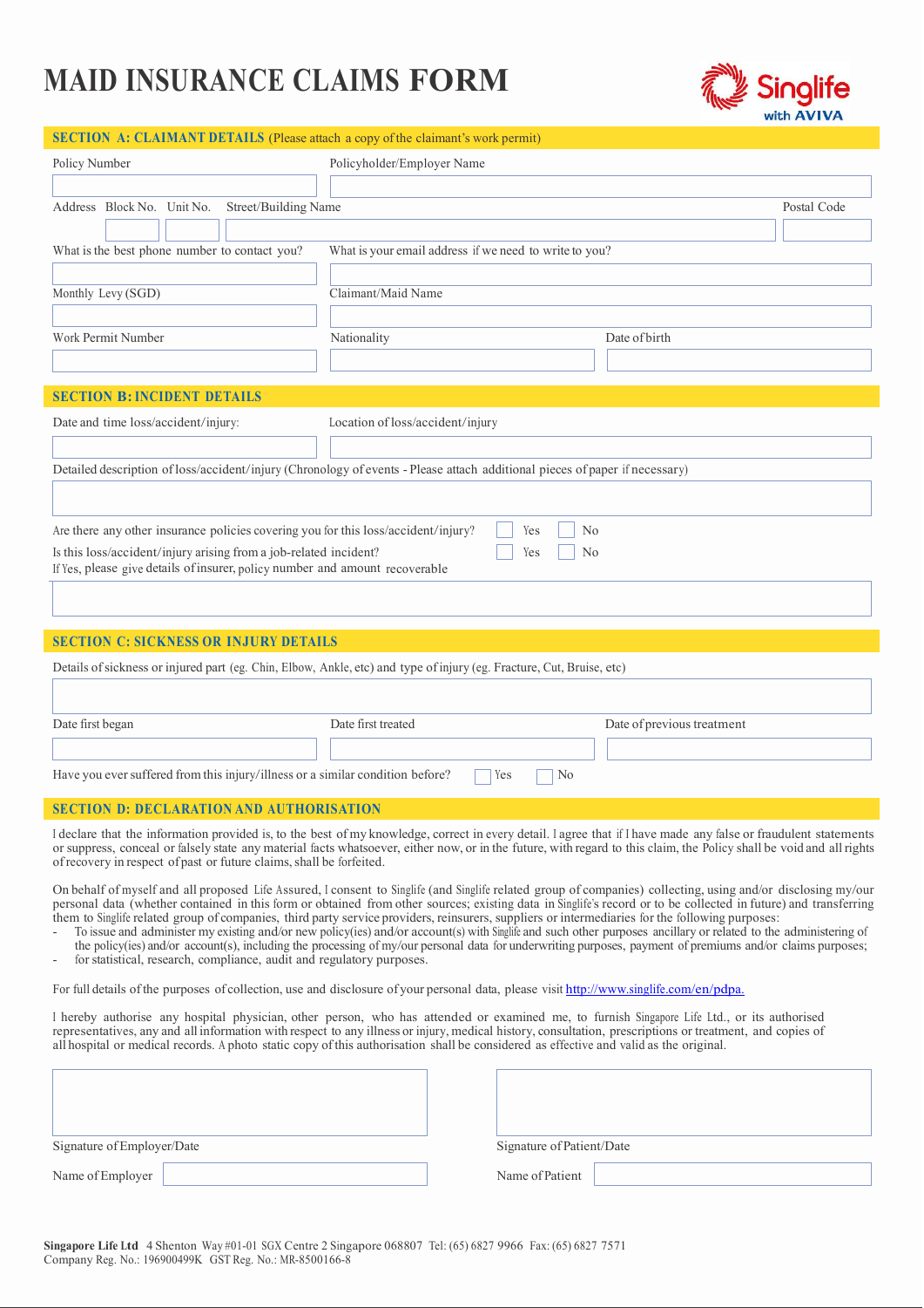# MAID INSURANCE CLAIMS FORM

Singlife with AVIVA

## SECTION A: CLAIMANT DETAILS (Please attach a copy of the claimant's work permit)

Policy Number

Policyholder/Employer Name

Address Block No. Unit No. Street/Building Name

Postal Code

What is the best phone number to contact you?

What is your email address if we need to write to you?

Monthly Levy (SGD)

Claimant/Maid Name

Work Permit Number

Nationality

Date of birth

## SECTION B: INCIDENT DETAILS

Date and time loss/accident/injury:

Location of loss/accident/injury

Detailed description of loss/accident/injury (Chronology of events - Please attach additional pieces of paper if necessary)

Are there any other insurance policies covering you for this loss/accident/injury? ☐ Yes ☐ No

Is this loss/accident/injury arising from a job-related incident? ☐ Yes ☐ No

If Yes, please give details of insurer, policy number and amount recoverable

## SECTION C: SICKNESS OR INJURY DETAILS

Details of sickness or injured part (eg. Chin, Elbow, Ankle, etc) and type of injury (eg. Fracture, Cut, Bruise, etc)

Date first began

Date first treated

Date of previous treatment

Have you ever suffered from this injury/illness or a similar condition before? ☐ Yes ☐ No

## SECTION D: DECLARATION AND AUTHORISATION

I declare that the information provided is, to the best of my knowledge, correct in every detail. I agree that if I have made any false or fraudulent statements or suppress, conceal or falsely state any material facts whatsoever, either now, or in the future, with regard to this claim, the Policy shall be void and all rights of recovery in respect of past or future claims, shall be forfeited.

On behalf of myself and all proposed Life Assured, I consent to Singlife (and Singlife related group of companies) collecting, using and/or disclosing my/our personal data (whether contained in this form or obtained from other sources; existing data in Singlife's record or to be collected in future) and transferring them to Singlife related group of companies, third party service providers, reinsurers, suppliers or intermediaries for the following purposes:

- To issue and administer my existing and/or new policy(ies) and/or account(s) with Singlife and such other purposes ancillary or related to the administering of the policy(ies) and/or account(s), including the processing of my/our personal data for underwriting purposes, payment of premiums and/or claims purposes;
- for statistical, research, compliance, audit and regulatory purposes.

For full details of the purposes of collection, use and disclosure of your personal data, please visit http://www.singlife.com/en/pdpa.

I hereby authorise any hospital physician, other person, who has attended or examined me, to furnish Singapore Life Ltd., or its authorised representatives, any and all information with respect to any illness or injury, medical history, consultation, prescriptions or treatment, and copies of all hospital or medical records. A photo static copy of this authorisation shall be considered as effective and valid as the original.

Signature of Employer/Date

Signature of Patient/Date

Name of Employer

Name of Patient

**Singapore Life Ltd** 4 Shenton Way #01-01 SGX Centre 2 Singapore 068807 Tel: (65) 6827 9966 Fax: (65) 6827 7571
Company Reg. No.: 196900499K GST Reg. No.: MR-8500166-8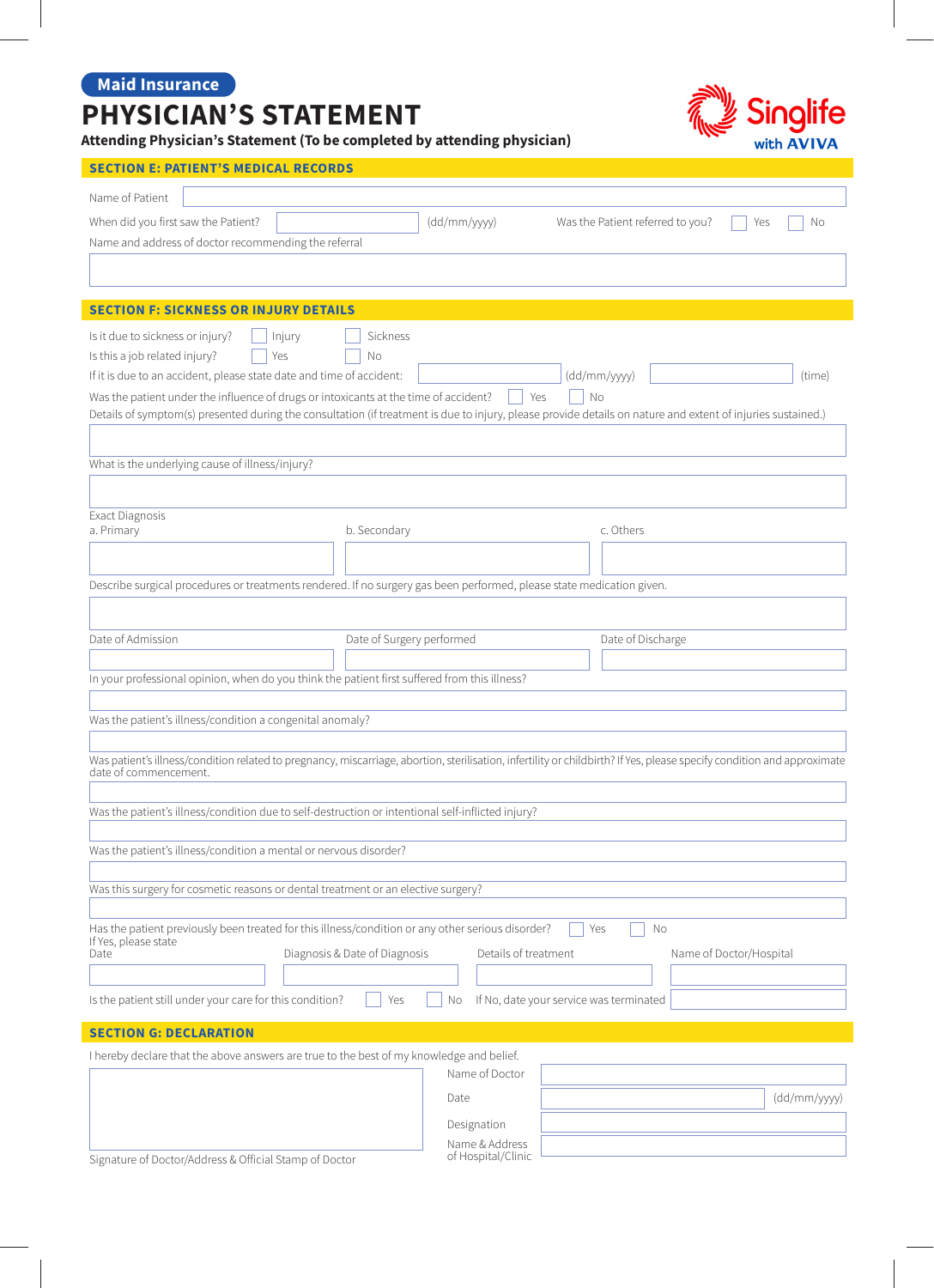**Maid Insurance**

# PHYSICIAN'S STATEMENT

**Attending Physician's Statement (To be completed by attending physician)**

Singlife with AVIVA

## SECTION E: PATIENT'S MEDICAL RECORDS

Name of Patient

When did you first saw the Patient? (dd/mm/yyyy) Was the Patient referred to you? ☐ Yes ☐ No

Name and address of doctor recommending the referral

## SECTION F: SICKNESS OR INJURY DETAILS

Is it due to sickness or injury? ☐ Injury ☐ Sickness

Is this a job related injury? ☐ Yes ☐ No

If it is due to an accident, please state date and time of accident: (dd/mm/yyyy) (time)

Was the patient under the influence of drugs or intoxicants at the time of accident? ☐ Yes ☐ No

Details of symptom(s) presented during the consultation (if treatment is due to injury, please provide details on nature and extent of injuries sustained.)

What is the underlying cause of illness/injury?

Exact Diagnosis

| a. Primary | b. Secondary | c. Others |
|---|---|---|
| | | |

Describe surgical procedures or treatments rendered. If no surgery gas been performed, please state medication given.

| Date of Admission | Date of Surgery performed | Date of Discharge |
|---|---|---|
| | | |

In your professional opinion, when do you think the patient first suffered from this illness?

Was the patient's illness/condition a congenital anomaly?

Was patient's illness/condition related to pregnancy, miscarriage, abortion, sterilisation, infertility or childbirth? If Yes, please specify condition and approximate date of commencement.

Was the patient's illness/condition due to self-destruction or intentional self-inflicted injury?

Was the patient's illness/condition a mental or nervous disorder?

Was this surgery for cosmetic reasons or dental treatment or an elective surgery?

Has the patient previously been treated for this illness/condition or any other serious disorder? ☐ Yes ☐ No

If Yes, please state

| Date | Diagnosis & Date of Diagnosis | Details of treatment | Name of Doctor/Hospital |
|---|---|---|---|
| | | | |

Is the patient still under your care for this condition? ☐ Yes ☐ No If No, date your service was terminated

## SECTION G: DECLARATION

I hereby declare that the above answers are true to the best of my knowledge and belief.

Name of Doctor

Date (dd/mm/yyyy)

Designation

Name & Address of Hospital/Clinic

Signature of Doctor/Address & Official Stamp of Doctor